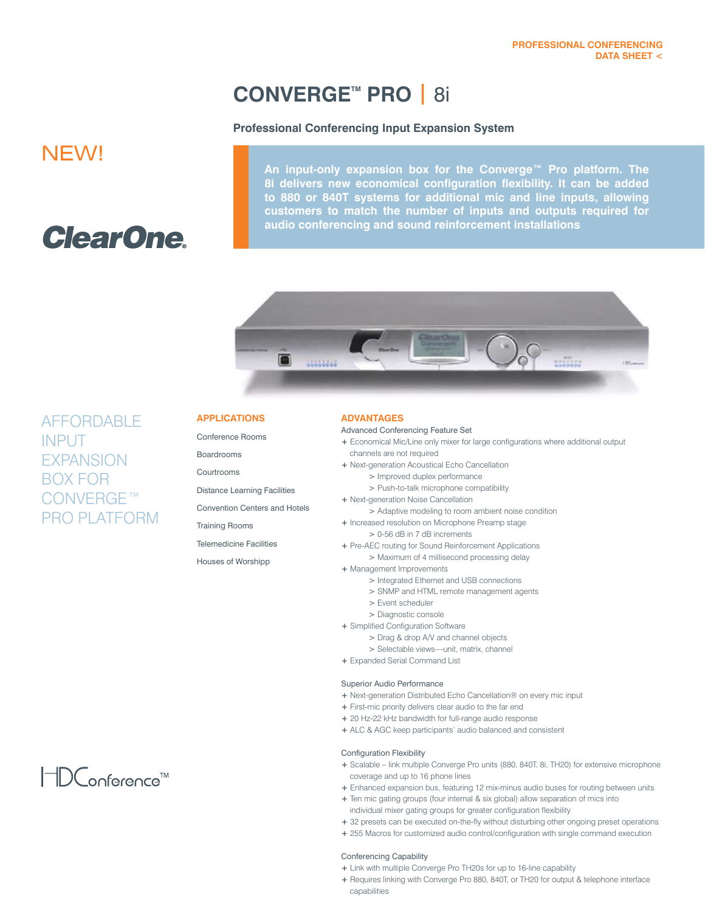PROFESSIONAL CONFERENCING
DATA SHEET <

# CONVERGE™ PRO | 8i

**Professional Conferencing Input Expansion System**

NEW!

ClearOne.

**An input-only expansion box for the Converge™ Pro platform. The 8i delivers new economical configuration flexibility. It can be added to 880 or 840T systems for additional mic and line inputs, allowing customers to match the number of inputs and outputs required for audio conferencing and sound reinforcement installations**

AFFORDABLE INPUT EXPANSION BOX FOR CONVERGE™ PRO PLATFORM

## APPLICATIONS

Conference Rooms

Boardrooms

Courtrooms

Distance Learning Facilities

Convention Centers and Hotels

Training Rooms

Telemedicine Facilities

Houses of Worshipp

## ADVANTAGES

Advanced Conferencing Feature Set

+ Economical Mic/Line only mixer for large configurations where additional output channels are not required
+ Next-generation Acoustical Echo Cancellation
  > Improved duplex performance
  > Push-to-talk microphone compatibility
+ Next-generation Noise Cancellation
  > Adaptive modeling to room ambient noise condition
+ Increased resolution on Microphone Preamp stage
  > 0-56 dB in 7 dB increments
+ Pre-AEC routing for Sound Reinforcement Applications
  > Maximum of 4 millisecond processing delay
+ Management Improvements
  > Integrated Ethernet and USB connections
  > SNMP and HTML remote management agents
  > Event scheduler
  > Diagnostic console
+ Simplified Configuration Software
  > Drag & drop A/V and channel objects
  > Selectable views—unit, matrix, channel
+ Expanded Serial Command List

Superior Audio Performance

+ Next-generation Distributed Echo Cancellation® on every mic input
+ First-mic priority delivers clear audio to the far end
+ 20 Hz-22 kHz bandwidth for full-range audio response
+ ALC & AGC keep participants' audio balanced and consistent

Configuration Flexibility

+ Scalable – link multiple Converge Pro units (880, 840T, 8i, TH20) for extensive microphone coverage and up to 16 phone lines
+ Enhanced expansion bus, featuring 12 mix-minus audio buses for routing between units
+ Ten mic gating groups (four internal & six global) allow separation of mics into individual mixer gating groups for greater configuration flexibility
+ 32 presets can be executed on-the-fly without disturbing other ongoing preset operations
+ 255 Macros for customized audio control/configuration with single command execution

Conferencing Capability

+ Link with multiple Converge Pro TH20s for up to 16-line capability
+ Requires linking with Converge Pro 880, 840T, or TH20 for output & telephone interface capabilities

HDConference™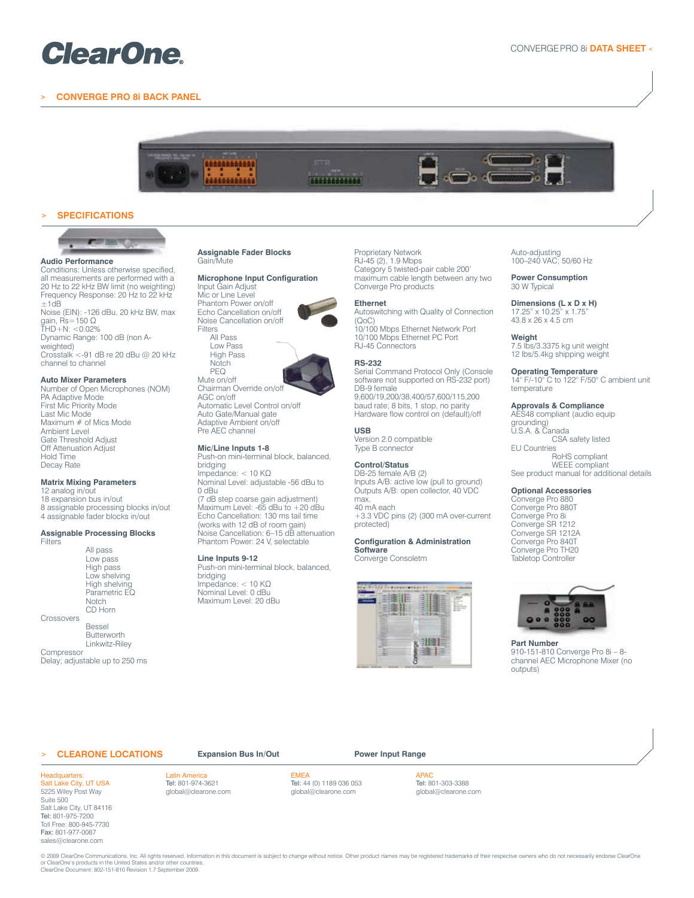## > CONVERGE PRO 8i BACK PANEL

## > SPECIFICATIONS

**Audio Performance**
Conditions: Unless otherwise specified, all measurements are performed with a 20 Hz to 22 kHz BW limit (no weighting)
Frequency Response: 20 Hz to 22 kHz ±1dB
Noise (EIN): -126 dBu, 20 kHz BW, max gain, Rs=150 Ω
THD+N: <0.02%
Dynamic Range: 100 dB (non A-weighted)
Crosstalk <-91 dB re 20 dBu @ 20 kHz channel to channel

**Auto Mixer Parameters**
Number of Open Microphones (NOM)
PA Adaptive Mode
First Mic Priority Mode
Last Mic Mode
Maximum # of Mics Mode
Ambient Level
Gate Threshold Adjust
Off Attenuation Adjust
Hold Time
Decay Rate

**Matrix Mixing Parameters**
12 analog in/out
18 expansion bus in/out
8 assignable processing blocks in/out
4 assignable fader blocks in/out

**Assignable Processing Blocks**
Filters
- All pass
- Low pass
- High pass
- Low shelving
- High shelving
- Parametric EQ
- Notch
- CD Horn

Crossovers
- Bessel
- Butterworth
- Linkwitz-Riley

Compressor
Delay; adjustable up to 250 ms

**Assignable Fader Blocks**
Gain/Mute

**Microphone Input Configuration**
Input Gain Adjust
Mic or Line Level
Phantom Power on/off
Echo Cancellation on/off
Noise Cancellation on/off
Filters
- All Pass
- Low Pass
- High Pass
- Notch
- PEQ

Mute on/off
Chairman Override on/off
AGC on/off
Automatic Level Control on/off
Auto Gate/Manual gate
Adaptive Ambient on/off
Pre AEC channel

**Mic/Line Inputs 1-8**
Push-on mini-terminal block, balanced, bridging
Impedance: < 10 KΩ
Nominal Level: adjustable -56 dBu to 0 dBu
(7 dB step coarse gain adjustment)
Maximum Level: -65 dBu to +20 dBu
Echo Cancellation: 130 ms tail time (works with 12 dB of room gain)
Noise Cancellation: 6–15 dB attenuation
Phantom Power: 24 V, selectable

**Line Inputs 9-12**
Push-on mini-terminal block, balanced, bridging
Impedance: < 10 KΩ
Nominal Level: 0 dBu
Maximum Level: 20 dBu

**Expansion Bus In/Out**
Proprietary Network
RJ-45 (2), 1.9 Mbps
Category 5 twisted-pair cable 200' maximum cable length between any two Converge Pro products

**Ethernet**
Autoswitching with Quality of Connection (QoC)
10/100 Mbps Ethernet Network Port
10/100 Mbps Ethernet PC Port
RJ-45 Connectors

**RS-232**
Serial Command Protocol Only (Console software not supported on RS-232 port)
DB-9 female
9,600/19,200/38,400/57,600/115,200 baud rate; 8 bits, 1 stop, no parity
Hardware flow control on (default)/off

**USB**
Version 2.0 compatible
Type B connector

**Control/Status**
DB-25 female A/B (2)
Inputs A/B: active low (pull to ground)
Outputs A/B: open collector, 40 VDC max,
40 mA each
+3.3 VDC pins (2) (300 mA over-current protected)

**Configuration & Administration Software**
Converge Consoletm

**Power Input Range**
Auto-adjusting
100–240 VAC; 50/60 Hz

**Power Consumption**
30 W Typical

**Dimensions (L x D x H)**
17.25" x 10.25" x 1.75"
43.8 x 26 x 4.5 cm

**Weight**
7.5 lbs/3.3375 kg unit weight
12 lbs/5.4kg shipping weight

**Operating Temperature**
14° F/-10° C to 122° F/50° C ambient unit temperature

**Approvals & Compliance**
AES48 compliant (audio equip grounding)
U.S.A. & Canada
- CSA safety listed

EU Countries
- RoHS compliant
- WEEE compliant

See product manual for additional details

**Optional Accessories**
Converge Pro 880
Converge Pro 880T
Converge Pro 8i
Converge SR 1212
Converge SR 1212A
Converge Pro 840T
Converge Pro TH20
Tabletop Controller

**Part Number**
910-151-810 Converge Pro 8i – 8-channel AEC Microphone Mixer (no outputs)

## > CLEARONE LOCATIONS

Headquarters:
Salt Lake City, UT USA
5225 Wiley Post Way
Suite 500
Salt Lake City, UT 84116
Tel: 801-975-7200
Toll Free: 800-945-7730
Fax: 801-977-0087
sales@clearone.com

Latin America
Tel: 801-974-3621
global@clearone.com

EMEA
Tel: 44 (0) 1189 036 053
global@clearone.com

APAC
Tel: 801-303-3388
global@clearone.com

© 2009 ClearOne Communications, Inc. All rights reserved. Information in this document is subject to change without notice. Other product names may be registered trademarks of their respective owners who do not necessarily endorse ClearOne or ClearOne's products in the United States and/or other countries.
ClearOne Document: 802-151-810 Revision 1.7 September 2009.